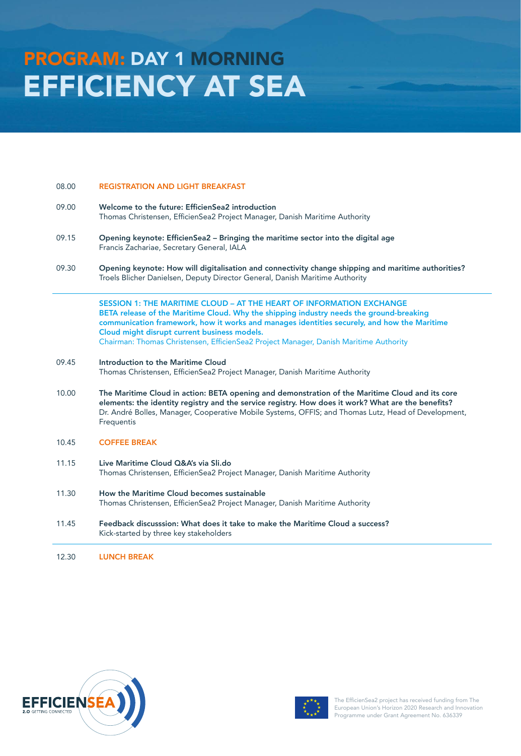# PROGRAM: DAY 1 MORNING
# EFFICIENCY AT SEA

08.00 **REGISTRATION AND LIGHT BREAKFAST**

09.00 **Welcome to the future: EfficienSea2 introduction**
Thomas Christensen, EfficienSea2 Project Manager, Danish Maritime Authority

09.15 **Opening keynote: EfficienSea2 – Bringing the maritime sector into the digital age**
Francis Zachariae, Secretary General, IALA

09.30 **Opening keynote: How will digitalisation and connectivity change shipping and maritime authorities?**
Troels Blicher Danielsen, Deputy Director General, Danish Maritime Authority

---

**SESSION 1: THE MARITIME CLOUD – AT THE HEART OF INFORMATION EXCHANGE**
**BETA release of the Maritime Cloud. Why the shipping industry needs the ground-breaking communication framework, how it works and manages identities securely, and how the Maritime Cloud might disrupt current business models.**
Chairman: Thomas Christensen, EfficienSea2 Project Manager, Danish Maritime Authority

09.45 **Introduction to the Maritime Cloud**
Thomas Christensen, EfficienSea2 Project Manager, Danish Maritime Authority

10.00 **The Maritime Cloud in action: BETA opening and demonstration of the Maritime Cloud and its core elements: the identity registry and the service registry. How does it work? What are the benefits?**
Dr. André Bolles, Manager, Cooperative Mobile Systems, OFFIS; and Thomas Lutz, Head of Development, Frequentis

10.45 **COFFEE BREAK**

11.15 **Live Maritime Cloud Q&A's via Sli.do**
Thomas Christensen, EfficienSea2 Project Manager, Danish Maritime Authority

11.30 **How the Maritime Cloud becomes sustainable**
Thomas Christensen, EfficienSea2 Project Manager, Danish Maritime Authority

11.45 **Feedback discusssion: What does it take to make the Maritime Cloud a success?**
Kick-started by three key stakeholders

---

12.30 **LUNCH BREAK**

EFFICIENSEA 2.0 GETTING CONNECTED

The EfficienSea2 project has received funding from The European Union's Horizon 2020 Research and Innovation Programme under Grant Agreement No. 636339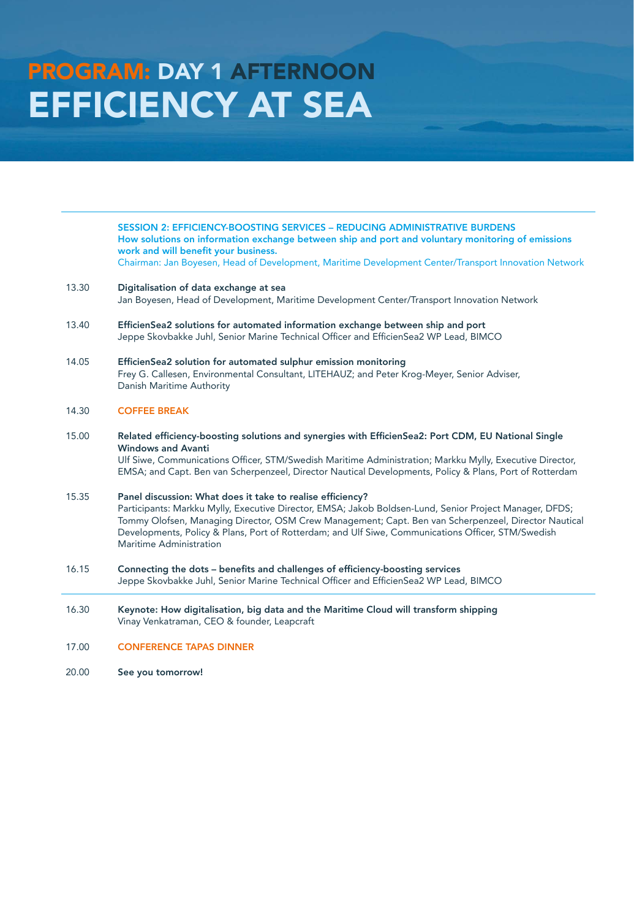# PROGRAM: DAY 1 AFTERNOON
# EFFICIENCY AT SEA

**SESSION 2: EFFICIENCY-BOOSTING SERVICES – REDUCING ADMINISTRATIVE BURDENS**
**How solutions on information exchange between ship and port and voluntary monitoring of emissions work and will benefit your business.**
Chairman: Jan Boyesen, Head of Development, Maritime Development Center/Transport Innovation Network

13.30 **Digitalisation of data exchange at sea**
Jan Boyesen, Head of Development, Maritime Development Center/Transport Innovation Network

13.40 **EfficienSea2 solutions for automated information exchange between ship and port**
Jeppe Skovbakke Juhl, Senior Marine Technical Officer and EfficienSea2 WP Lead, BIMCO

14.05 **EfficienSea2 solution for automated sulphur emission monitoring**
Frey G. Callesen, Environmental Consultant, LITEHAUZ; and Peter Krog-Meyer, Senior Adviser, Danish Maritime Authority

14.30 **COFFEE BREAK**

15.00 **Related efficiency-boosting solutions and synergies with EfficienSea2: Port CDM, EU National Single Windows and Avanti**
Ulf Siwe, Communications Officer, STM/Swedish Maritime Administration; Markku Mylly, Executive Director, EMSA; and Capt. Ben van Scherpenzeel, Director Nautical Developments, Policy & Plans, Port of Rotterdam

15.35 **Panel discussion: What does it take to realise efficiency?**
Participants: Markku Mylly, Executive Director, EMSA; Jakob Boldsen-Lund, Senior Project Manager, DFDS; Tommy Olofsen, Managing Director, OSM Crew Management; Capt. Ben van Scherpenzeel, Director Nautical Developments, Policy & Plans, Port of Rotterdam; and Ulf Siwe, Communications Officer, STM/Swedish Maritime Administration

16.15 **Connecting the dots – benefits and challenges of efficiency-boosting services**
Jeppe Skovbakke Juhl, Senior Marine Technical Officer and EfficienSea2 WP Lead, BIMCO

---

16.30 **Keynote: How digitalisation, big data and the Maritime Cloud will transform shipping**
Vinay Venkatraman, CEO & founder, Leapcraft

17.00 **CONFERENCE TAPAS DINNER**

20.00 **See you tomorrow!**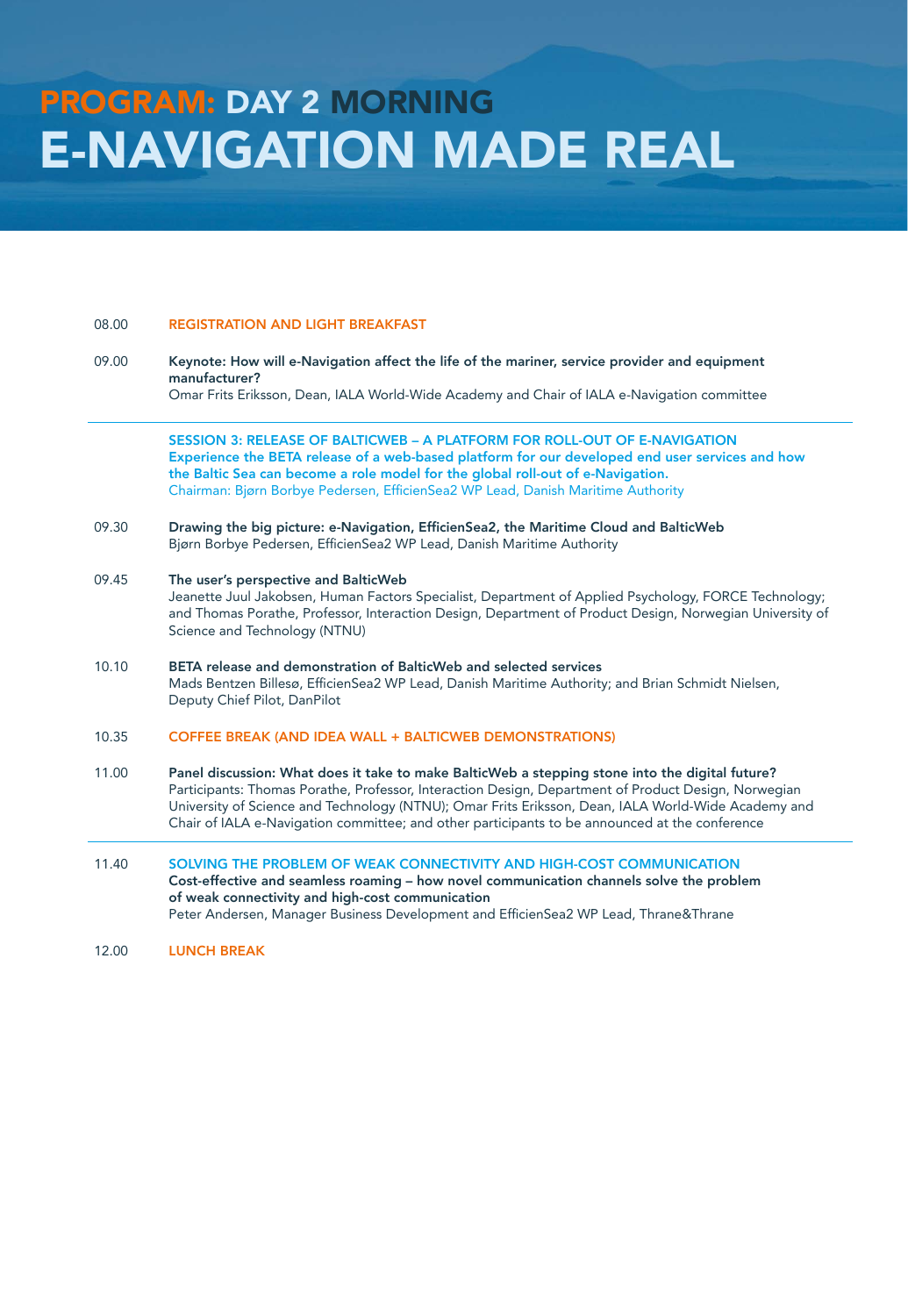# PROGRAM: DAY 2 MORNING
# E-NAVIGATION MADE REAL

08.00 **REGISTRATION AND LIGHT BREAKFAST**

09.00 **Keynote: How will e-Navigation affect the life of the mariner, service provider and equipment manufacturer?**
Omar Frits Eriksson, Dean, IALA World-Wide Academy and Chair of IALA e-Navigation committee

---

**SESSION 3: RELEASE OF BALTICWEB – A PLATFORM FOR ROLL-OUT OF E-NAVIGATION**
**Experience the BETA release of a web-based platform for our developed end user services and how the Baltic Sea can become a role model for the global roll-out of e-Navigation.**
Chairman: Bjørn Borbye Pedersen, EfficienSea2 WP Lead, Danish Maritime Authority

09.30 **Drawing the big picture: e-Navigation, EfficienSea2, the Maritime Cloud and BalticWeb**
Bjørn Borbye Pedersen, EfficienSea2 WP Lead, Danish Maritime Authority

09.45 **The user's perspective and BalticWeb**
Jeanette Juul Jakobsen, Human Factors Specialist, Department of Applied Psychology, FORCE Technology; and Thomas Porathe, Professor, Interaction Design, Department of Product Design, Norwegian University of Science and Technology (NTNU)

10.10 **BETA release and demonstration of BalticWeb and selected services**
Mads Bentzen Billesø, EfficienSea2 WP Lead, Danish Maritime Authority; and Brian Schmidt Nielsen, Deputy Chief Pilot, DanPilot

10.35 **COFFEE BREAK (AND IDEA WALL + BALTICWEB DEMONSTRATIONS)**

11.00 **Panel discussion: What does it take to make BalticWeb a stepping stone into the digital future?**
Participants: Thomas Porathe, Professor, Interaction Design, Department of Product Design, Norwegian University of Science and Technology (NTNU); Omar Frits Eriksson, Dean, IALA World-Wide Academy and Chair of IALA e-Navigation committee; and other participants to be announced at the conference

---

11.40 **SOLVING THE PROBLEM OF WEAK CONNECTIVITY AND HIGH-COST COMMUNICATION**
**Cost-effective and seamless roaming – how novel communication channels solve the problem of weak connectivity and high-cost communication**
Peter Andersen, Manager Business Development and EfficienSea2 WP Lead, Thrane&Thrane

12.00 **LUNCH BREAK**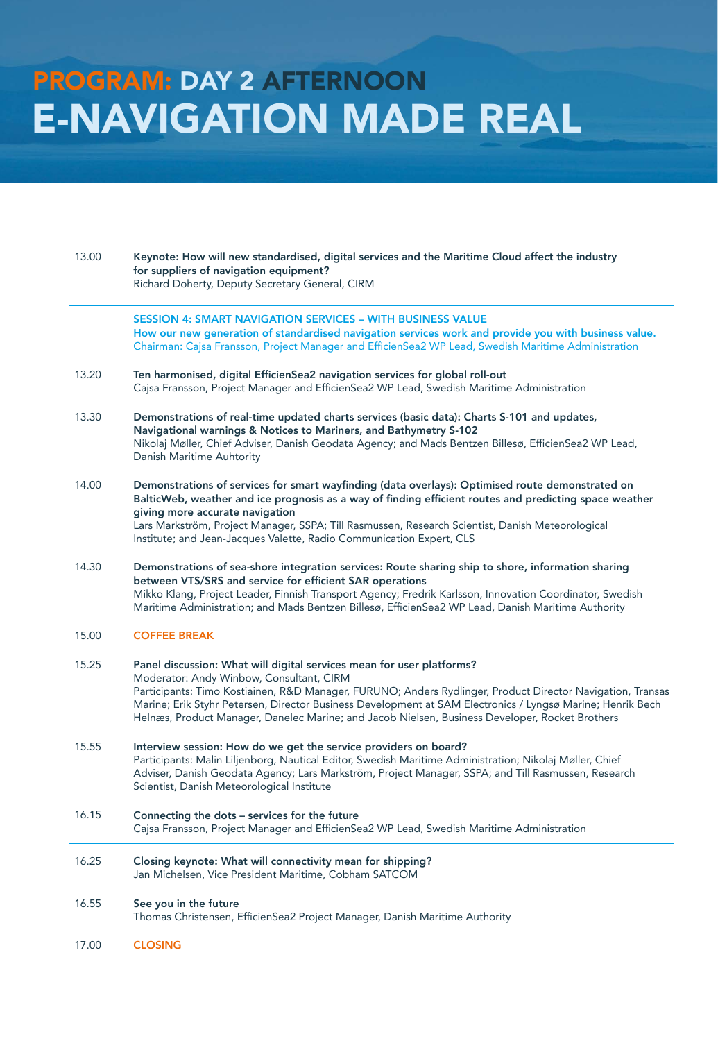# PROGRAM: DAY 2 AFTERNOON
# E-NAVIGATION MADE REAL

13.00 **Keynote: How will new standardised, digital services and the Maritime Cloud affect the industry for suppliers of navigation equipment?**
Richard Doherty, Deputy Secretary General, CIRM

---

**SESSION 4: SMART NAVIGATION SERVICES – WITH BUSINESS VALUE**
**How our new generation of standardised navigation services work and provide you with business value.**
Chairman: Cajsa Fransson, Project Manager and EfficienSea2 WP Lead, Swedish Maritime Administration

13.20 **Ten harmonised, digital EfficienSea2 navigation services for global roll-out**
Cajsa Fransson, Project Manager and EfficienSea2 WP Lead, Swedish Maritime Administration

13.30 **Demonstrations of real-time updated charts services (basic data): Charts S-101 and updates, Navigational warnings & Notices to Mariners, and Bathymetry S-102**
Nikolaj Møller, Chief Adviser, Danish Geodata Agency; and Mads Bentzen Billesø, EfficienSea2 WP Lead, Danish Maritime Auhtority

14.00 **Demonstrations of services for smart wayfinding (data overlays): Optimised route demonstrated on BalticWeb, weather and ice prognosis as a way of finding efficient routes and predicting space weather giving more accurate navigation**
Lars Markström, Project Manager, SSPA; Till Rasmussen, Research Scientist, Danish Meteorological Institute; and Jean-Jacques Valette, Radio Communication Expert, CLS

14.30 **Demonstrations of sea-shore integration services: Route sharing ship to shore, information sharing between VTS/SRS and service for efficient SAR operations**
Mikko Klang, Project Leader, Finnish Transport Agency; Fredrik Karlsson, Innovation Coordinator, Swedish Maritime Administration; and Mads Bentzen Billesø, EfficienSea2 WP Lead, Danish Maritime Authority

15.00 **COFFEE BREAK**

15.25 **Panel discussion: What will digital services mean for user platforms?**
Moderator: Andy Winbow, Consultant, CIRM
Participants: Timo Kostiainen, R&D Manager, FURUNO; Anders Rydlinger, Product Director Navigation, Transas Marine; Erik Styhr Petersen, Director Business Development at SAM Electronics / Lyngsø Marine; Henrik Bech Helnæs, Product Manager, Danelec Marine; and Jacob Nielsen, Business Developer, Rocket Brothers

15.55 **Interview session: How do we get the service providers on board?**
Participants: Malin Liljenborg, Nautical Editor, Swedish Maritime Administration; Nikolaj Møller, Chief Adviser, Danish Geodata Agency; Lars Markström, Project Manager, SSPA; and Till Rasmussen, Research Scientist, Danish Meteorological Institute

16.15 **Connecting the dots – services for the future**
Cajsa Fransson, Project Manager and EfficienSea2 WP Lead, Swedish Maritime Administration

---

16.25 **Closing keynote: What will connectivity mean for shipping?**
Jan Michelsen, Vice President Maritime, Cobham SATCOM

16.55 **See you in the future**
Thomas Christensen, EfficienSea2 Project Manager, Danish Maritime Authority

17.00 **CLOSING**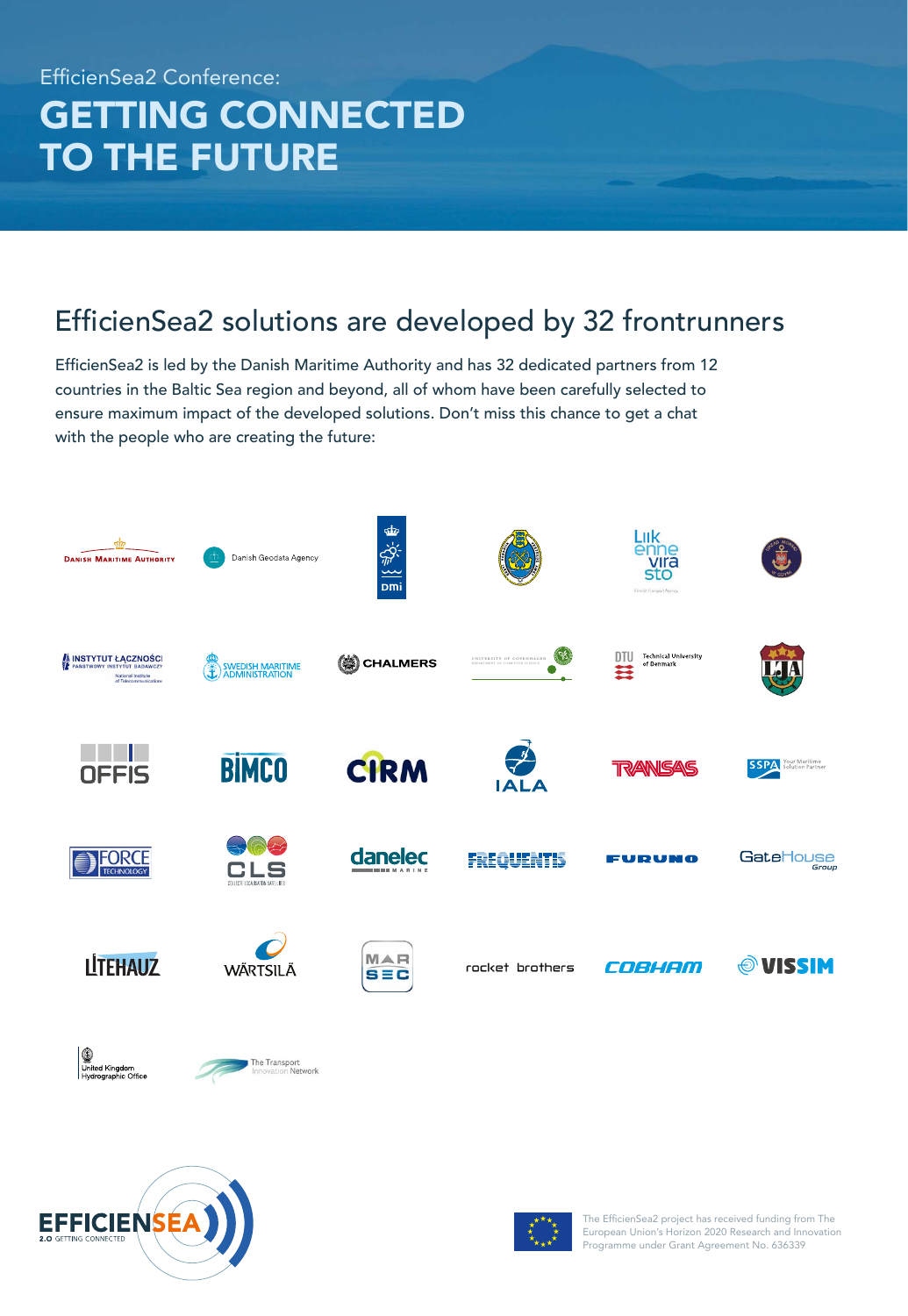EfficienSea2 Conference:

# GETTING CONNECTED TO THE FUTURE

## EfficienSea2 solutions are developed by 32 frontrunners

EfficienSea2 is led by the Danish Maritime Authority and has 32 dedicated partners from 12 countries in the Baltic Sea region and beyond, all of whom have been carefully selected to ensure maximum impact of the developed solutions. Don't miss this chance to get a chat with the people who are creating the future:

Danish Maritime Authority · Danish Geodata Agency · DMI · Liikennevirasto · Instytut Łączności · Swedish Maritime Administration · Chalmers · University of Copenhagen · DTU Technical University of Denmark · LJA · OFFIS · BIMCO · CIRM · IALA · Transas · SSPA · FORCE Technology · CLS · danelec marine · Frequentis · Furuno · GateHouse Group · Litehauz · Wärtsilä · MARSEC · rocket brothers · Cobham · VISSIM · United Kingdom Hydrographic Office · The Transport Innovation Network

EFFICIENSEA 2.0 GETTING CONNECTED

The EfficienSea2 project has received funding from The European Union's Horizon 2020 Research and Innovation Programme under Grant Agreement No. 636339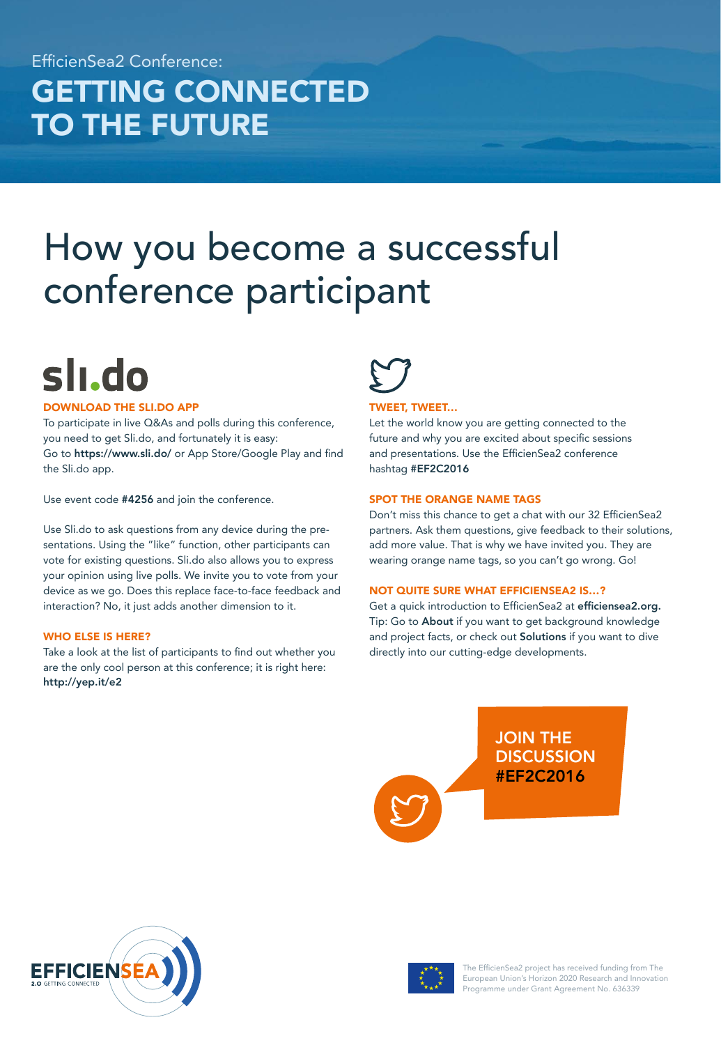EfficienSea2 Conference:

# GETTING CONNECTED TO THE FUTURE

## How you become a successful conference participant

sli.do

### DOWNLOAD THE SLI.DO APP

To participate in live Q&As and polls during this conference, you need to get Sli.do, and fortunately it is easy: Go to **https://www.sli.do/** or App Store/Google Play and find the Sli.do app.

Use event code **#4256** and join the conference.

Use Sli.do to ask questions from any device during the presentations. Using the "like" function, other participants can vote for existing questions. Sli.do also allows you to express your opinion using live polls. We invite you to vote from your device as we go. Does this replace face-to-face feedback and interaction? No, it just adds another dimension to it.

### WHO ELSE IS HERE?

Take a look at the list of participants to find out whether you are the only cool person at this conference; it is right here: **http://yep.it/e2**

### TWEET, TWEET...

Let the world know you are getting connected to the future and why you are excited about specific sessions and presentations. Use the EfficienSea2 conference hashtag **#EF2C2016**

### SPOT THE ORANGE NAME TAGS

Don't miss this chance to get a chat with our 32 EfficienSea2 partners. Ask them questions, give feedback to their solutions, add more value. That is why we have invited you. They are wearing orange name tags, so you can't go wrong. Go!

### NOT QUITE SURE WHAT EFFICIENSEA2 IS...?

Get a quick introduction to EfficienSea2 at **efficiensea2.org.** Tip: Go to **About** if you want to get background knowledge and project facts, or check out **Solutions** if you want to dive directly into our cutting-edge developments.

JOIN THE DISCUSSION #EF2C2016

EFFICIENSEA 2.0 GETTING CONNECTED

The EfficienSea2 project has received funding from The European Union's Horizon 2020 Research and Innovation Programme under Grant Agreement No. 636339